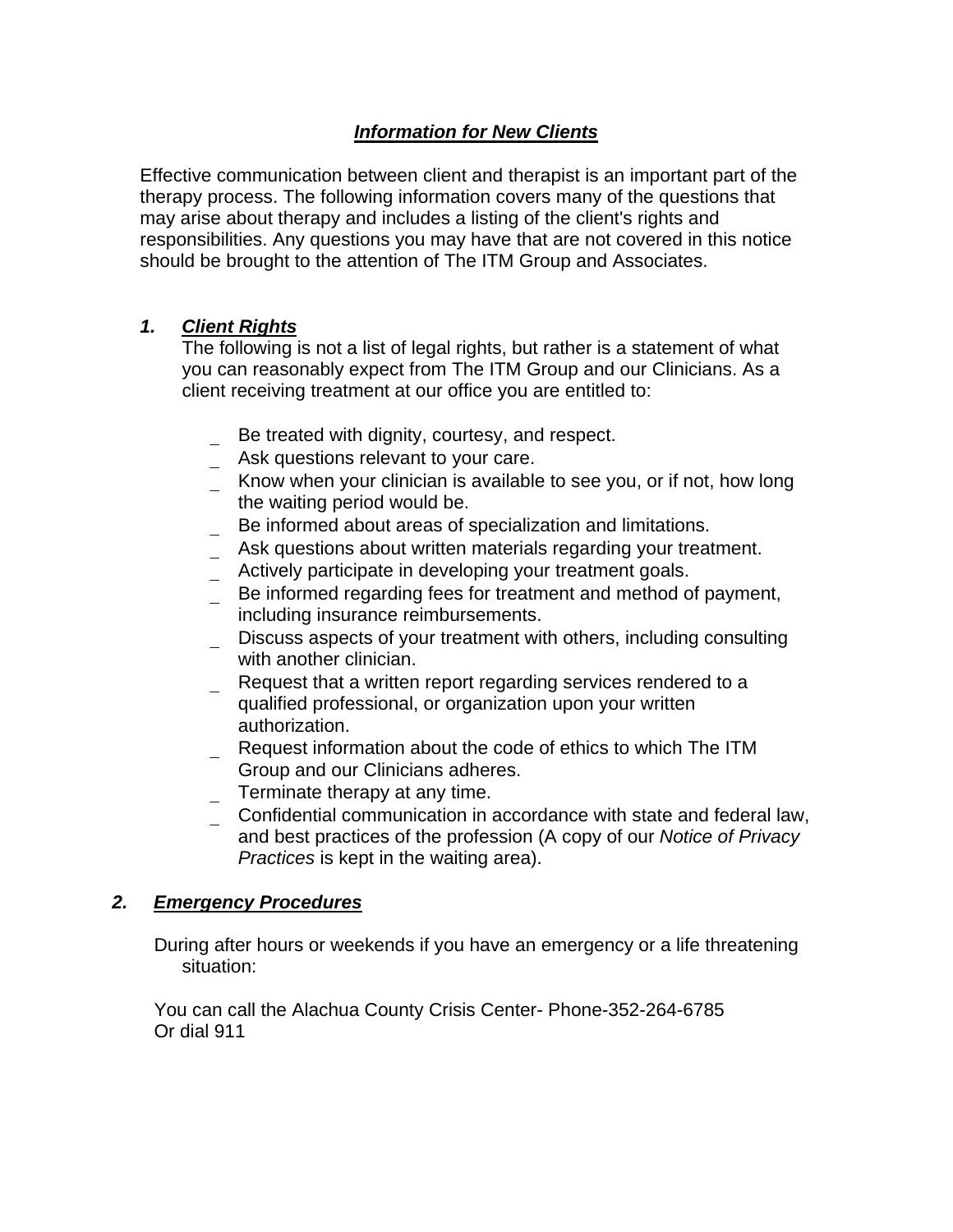# ***Information for New Clients***

Effective communication between client and therapist is an important part of the therapy process. The following information covers many of the questions that may arise about therapy and includes a listing of the client's rights and responsibilities. Any questions you may have that are not covered in this notice should be brought to the attention of The ITM Group and Associates.

## 1. ***Client Rights***

The following is not a list of legal rights, but rather is a statement of what you can reasonably expect from The ITM Group and our Clinicians. As a client receiving treatment at our office you are entitled to:

- Be treated with dignity, courtesy, and respect.
- Ask questions relevant to your care.
- Know when your clinician is available to see you, or if not, how long the waiting period would be.
- Be informed about areas of specialization and limitations.
- Ask questions about written materials regarding your treatment.
- Actively participate in developing your treatment goals.
- Be informed regarding fees for treatment and method of payment, including insurance reimbursements.
- Discuss aspects of your treatment with others, including consulting with another clinician.
- Request that a written report regarding services rendered to a qualified professional, or organization upon your written authorization.
- Request information about the code of ethics to which The ITM Group and our Clinicians adheres.
- Terminate therapy at any time.
- Confidential communication in accordance with state and federal law, and best practices of the profession (A copy of our *Notice of Privacy Practices* is kept in the waiting area).

## 2. ***Emergency Procedures***

During after hours or weekends if you have an emergency or a life threatening situation:

You can call the Alachua County Crisis Center- Phone-352-264-6785
Or dial 911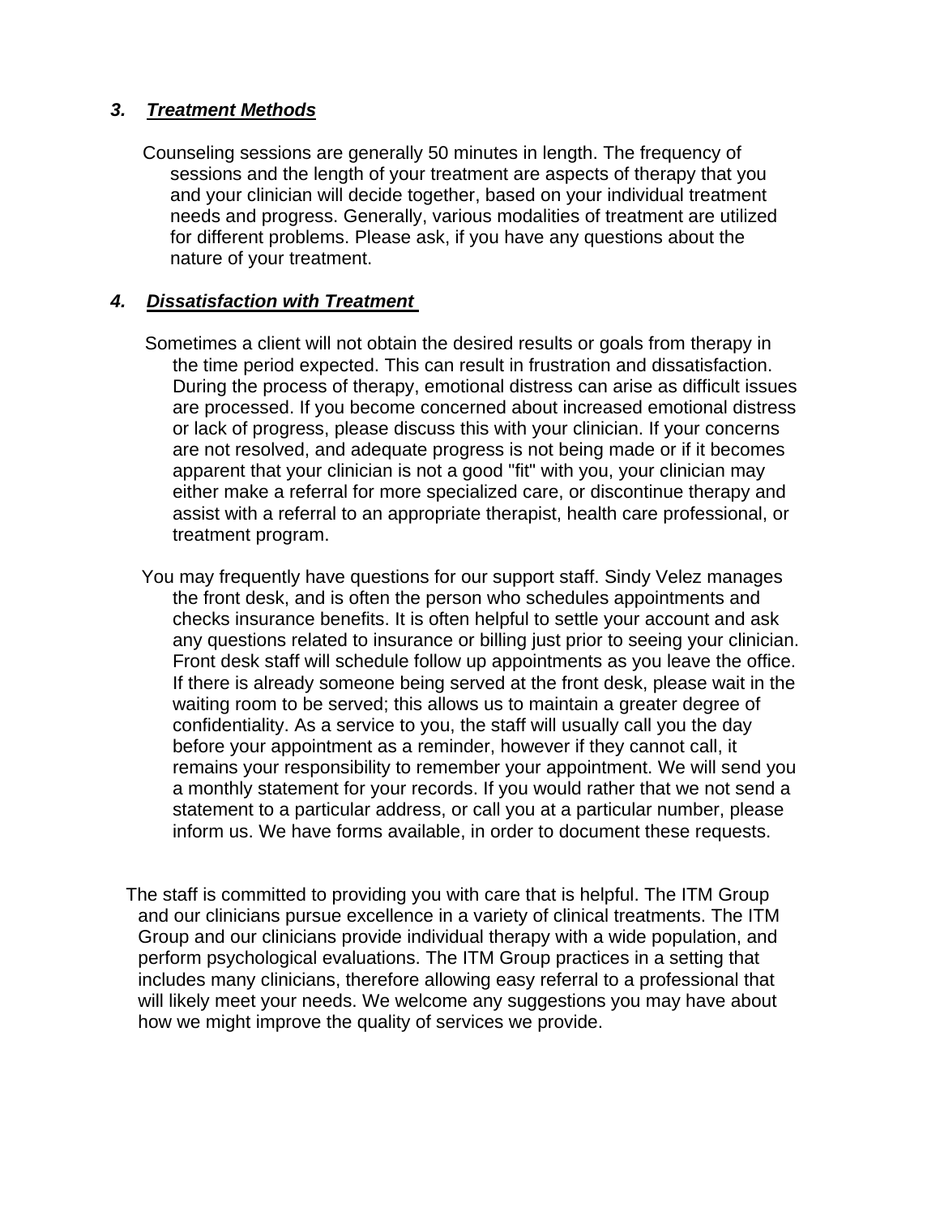### 3. ***Treatment Methods***

Counseling sessions are generally 50 minutes in length. The frequency of sessions and the length of your treatment are aspects of therapy that you and your clinician will decide together, based on your individual treatment needs and progress. Generally, various modalities of treatment are utilized for different problems. Please ask, if you have any questions about the nature of your treatment.

### 4. ***Dissatisfaction with Treatment***

Sometimes a client will not obtain the desired results or goals from therapy in the time period expected. This can result in frustration and dissatisfaction. During the process of therapy, emotional distress can arise as difficult issues are processed. If you become concerned about increased emotional distress or lack of progress, please discuss this with your clinician. If your concerns are not resolved, and adequate progress is not being made or if it becomes apparent that your clinician is not a good "fit" with you, your clinician may either make a referral for more specialized care, or discontinue therapy and assist with a referral to an appropriate therapist, health care professional, or treatment program.

You may frequently have questions for our support staff. Sindy Velez manages the front desk, and is often the person who schedules appointments and checks insurance benefits. It is often helpful to settle your account and ask any questions related to insurance or billing just prior to seeing your clinician. Front desk staff will schedule follow up appointments as you leave the office. If there is already someone being served at the front desk, please wait in the waiting room to be served; this allows us to maintain a greater degree of confidentiality. As a service to you, the staff will usually call you the day before your appointment as a reminder, however if they cannot call, it remains your responsibility to remember your appointment. We will send you a monthly statement for your records. If you would rather that we not send a statement to a particular address, or call you at a particular number, please inform us. We have forms available, in order to document these requests.

The staff is committed to providing you with care that is helpful. The ITM Group and our clinicians pursue excellence in a variety of clinical treatments. The ITM Group and our clinicians provide individual therapy with a wide population, and perform psychological evaluations. The ITM Group practices in a setting that includes many clinicians, therefore allowing easy referral to a professional that will likely meet your needs. We welcome any suggestions you may have about how we might improve the quality of services we provide.